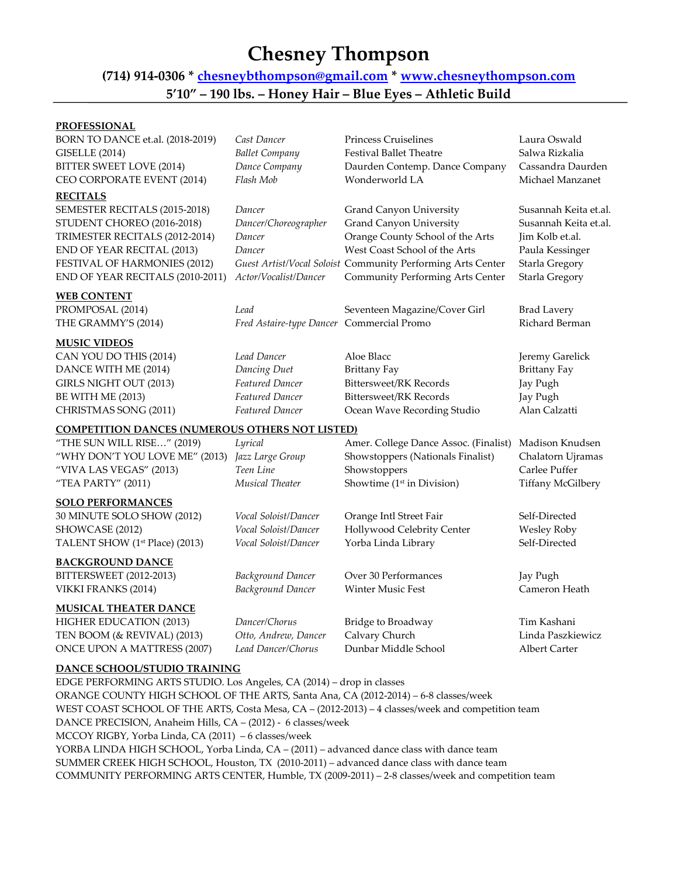# Chesney Thompson

**(714) 914-0306 * [chesneybthompson@gmail.com](mailto:chesneybthompson@gmail.com) * [www.chesneythompson.com](http://www.chesneythompson.com)**

**5'10" – 190 lbs. – Honey Hair – Blue Eyes – Athletic Build**

---

## PROFESSIONAL

| | | | |
|---|---|---|---|
| BORN TO DANCE et.al. (2018-2019) | *Cast Dancer* | Princess Cruiselines | Laura Oswald |
| GISELLE (2014) | *Ballet Company* | Festival Ballet Theatre | Salwa Rizkalia |
| BITTER SWEET LOVE (2014) | *Dance Company* | Daurden Contemp. Dance Company | Cassandra Daurden |
| CEO CORPORATE EVENT (2014) | *Flash Mob* | Wonderworld LA | Michael Manzanet |

## RECITALS

| | | | |
|---|---|---|---|
| SEMESTER RECITALS (2015-2018) | *Dancer* | Grand Canyon University | Susannah Keita et.al. |
| STUDENT CHOREO (2016-2018) | *Dancer/Choreographer* | Grand Canyon University | Susannah Keita et.al. |
| TRIMESTER RECITALS (2012-2014) | *Dancer* | Orange County School of the Arts | Jim Kolb et.al. |
| END OF YEAR RECITAL (2013) | *Dancer* | West Coast School of the Arts | Paula Kessinger |
| FESTIVAL OF HARMONIES (2012) | *Guest Artist/Vocal Soloist* | Community Performing Arts Center | Starla Gregory |
| END OF YEAR RECITALS (2010-2011) | *Actor/Vocalist/Dancer* | Community Performing Arts Center | Starla Gregory |

## WEB CONTENT

| | | | |
|---|---|---|---|
| PROMPOSAL (2014) | *Lead* | Seventeen Magazine/Cover Girl | Brad Lavery |
| THE GRAMMY'S (2014) | *Fred Astaire-type Dancer* | Commercial Promo | Richard Berman |

## MUSIC VIDEOS

| | | | |
|---|---|---|---|
| CAN YOU DO THIS (2014) | *Lead Dancer* | Aloe Blacc | Jeremy Garelick |
| DANCE WITH ME (2014) | *Dancing Duet* | Brittany Fay | Brittany Fay |
| GIRLS NIGHT OUT (2013) | *Featured Dancer* | Bittersweet/RK Records | Jay Pugh |
| BE WITH ME (2013) | *Featured Dancer* | Bittersweet/RK Records | Jay Pugh |
| CHRISTMAS SONG (2011) | *Featured Dancer* | Ocean Wave Recording Studio | Alan Calzatti |

## COMPETITION DANCES (NUMEROUS OTHERS NOT LISTED)

| | | | |
|---|---|---|---|
| "THE SUN WILL RISE…" (2019) | *Lyrical* | Amer. College Dance Assoc. (Finalist) | Madison Knudsen |
| "WHY DON'T YOU LOVE ME" (2013) | *Jazz Large Group* | Showstoppers (Nationals Finalist) | Chalatorn Ujramas |
| "VIVA LAS VEGAS" (2013) | *Teen Line* | Showstoppers | Carlee Puffer |
| "TEA PARTY" (2011) | *Musical Theater* | Showtime (1st in Division) | Tiffany McGilbery |

## SOLO PERFORMANCES

| | | | |
|---|---|---|---|
| 30 MINUTE SOLO SHOW (2012) | *Vocal Soloist/Dancer* | Orange Intl Street Fair | Self-Directed |
| SHOWCASE (2012) | *Vocal Soloist/Dancer* | Hollywood Celebrity Center | Wesley Roby |
| TALENT SHOW (1st Place) (2013) | *Vocal Soloist/Dancer* | Yorba Linda Library | Self-Directed |

## BACKGROUND DANCE

| | | | |
|---|---|---|---|
| BITTERSWEET (2012-2013) | *Background Dancer* | Over 30 Performances | Jay Pugh |
| VIKKI FRANKS (2014) | *Background Dancer* | Winter Music Fest | Cameron Heath |

## MUSICAL THEATER DANCE

| | | | |
|---|---|---|---|
| HIGHER EDUCATION (2013) | *Dancer/Chorus* | Bridge to Broadway | Tim Kashani |
| TEN BOOM (& REVIVAL) (2013) | *Otto, Andrew, Dancer* | Calvary Church | Linda Paszkiewicz |
| ONCE UPON A MATTRESS (2007) | *Lead Dancer/Chorus* | Dunbar Middle School | Albert Carter |

## DANCE SCHOOL/STUDIO TRAINING

EDGE PERFORMING ARTS STUDIO. Los Angeles, CA (2014) – drop in classes
ORANGE COUNTY HIGH SCHOOL OF THE ARTS, Santa Ana, CA (2012-2014) – 6-8 classes/week
WEST COAST SCHOOL OF THE ARTS, Costa Mesa, CA – (2012-2013) – 4 classes/week and competition team
DANCE PRECISION, Anaheim Hills, CA – (2012) - 6 classes/week
MCCOY RIGBY, Yorba Linda, CA (2011) – 6 classes/week
YORBA LINDA HIGH SCHOOL, Yorba Linda, CA – (2011) – advanced dance class with dance team
SUMMER CREEK HIGH SCHOOL, Houston, TX (2010-2011) – advanced dance class with dance team
COMMUNITY PERFORMING ARTS CENTER, Humble, TX (2009-2011) – 2-8 classes/week and competition team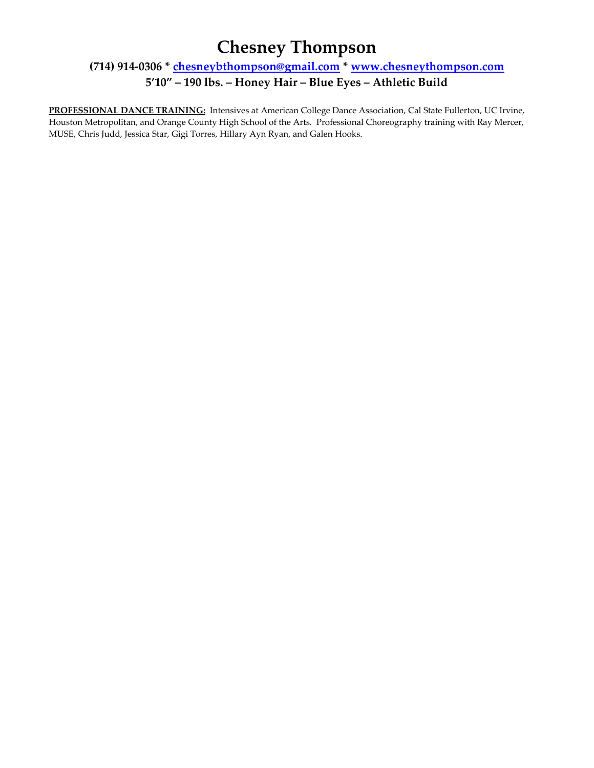# Chesney Thompson

**(714) 914-0306 * [chesneybthompson@gmail.com](mailto:chesneybthompson@gmail.com) * [www.chesneythompson.com](http://www.chesneythompson.com)**

**5'10" – 190 lbs. – Honey Hair – Blue Eyes – Athletic Build**

**PROFESSIONAL DANCE TRAINING:** Intensives at American College Dance Association, Cal State Fullerton, UC Irvine, Houston Metropolitan, and Orange County High School of the Arts. Professional Choreography training with Ray Mercer, MUSE, Chris Judd, Jessica Star, Gigi Torres, Hillary Ayn Ryan, and Galen Hooks.